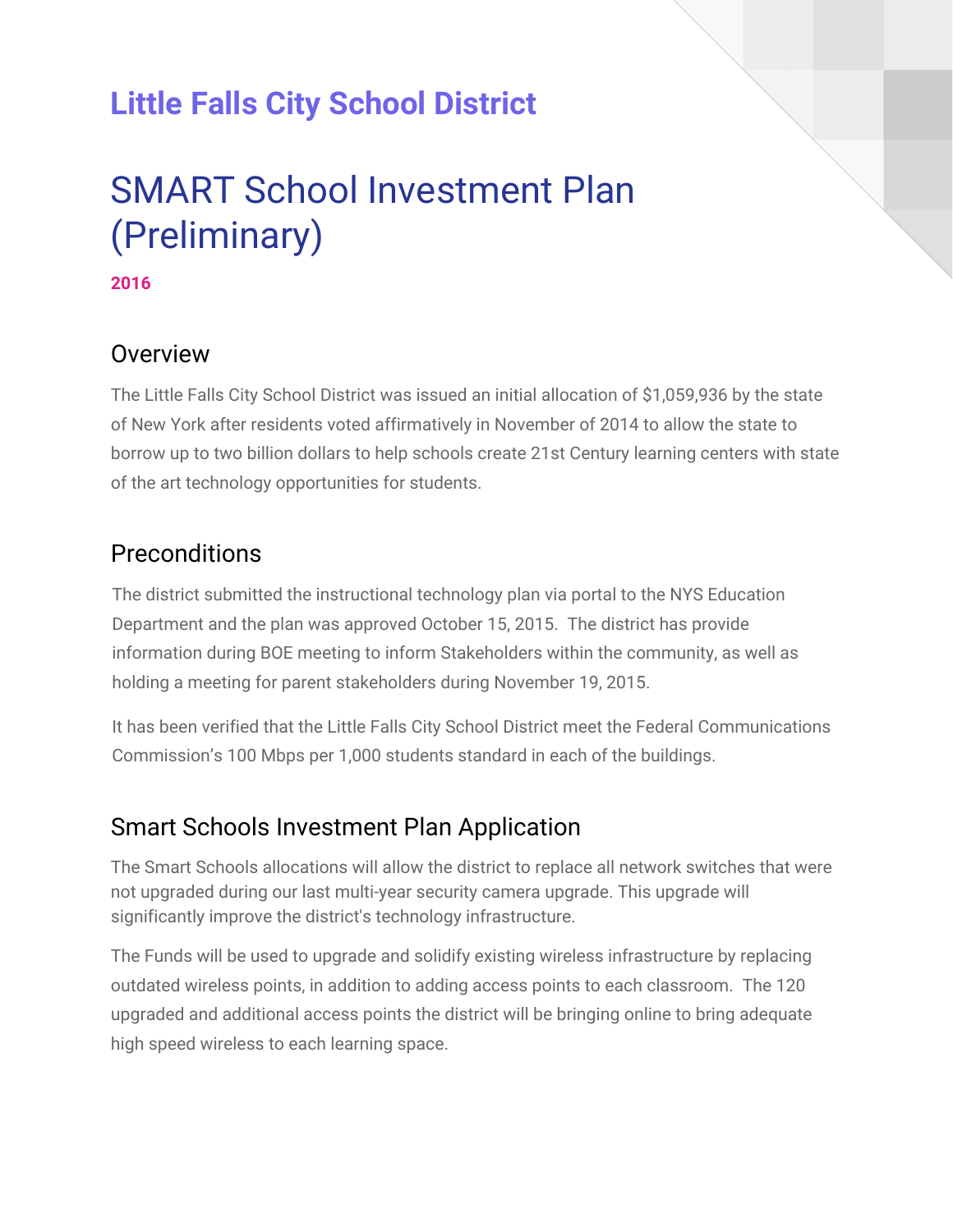## Little Falls City School District

# SMART School Investment Plan (Preliminary)

**2016**

## Overview

The Little Falls City School District was issued an initial allocation of $1,059,936 by the state of New York after residents voted affirmatively in November of 2014 to allow the state to borrow up to two billion dollars to help schools create 21st Century learning centers with state of the art technology opportunities for students.

## Preconditions

The district submitted the instructional technology plan via portal to the NYS Education Department and the plan was approved October 15, 2015. The district has provide information during BOE meeting to inform Stakeholders within the community, as well as holding a meeting for parent stakeholders during November 19, 2015.

It has been verified that the Little Falls City School District meet the Federal Communications Commission's 100 Mbps per 1,000 students standard in each of the buildings.

## Smart Schools Investment Plan Application

The Smart Schools allocations will allow the district to replace all network switches that were not upgraded during our last multi-year security camera upgrade. This upgrade will significantly improve the district's technology infrastructure.

The Funds will be used to upgrade and solidify existing wireless infrastructure by replacing outdated wireless points, in addition to adding access points to each classroom. The 120 upgraded and additional access points the district will be bringing online to bring adequate high speed wireless to each learning space.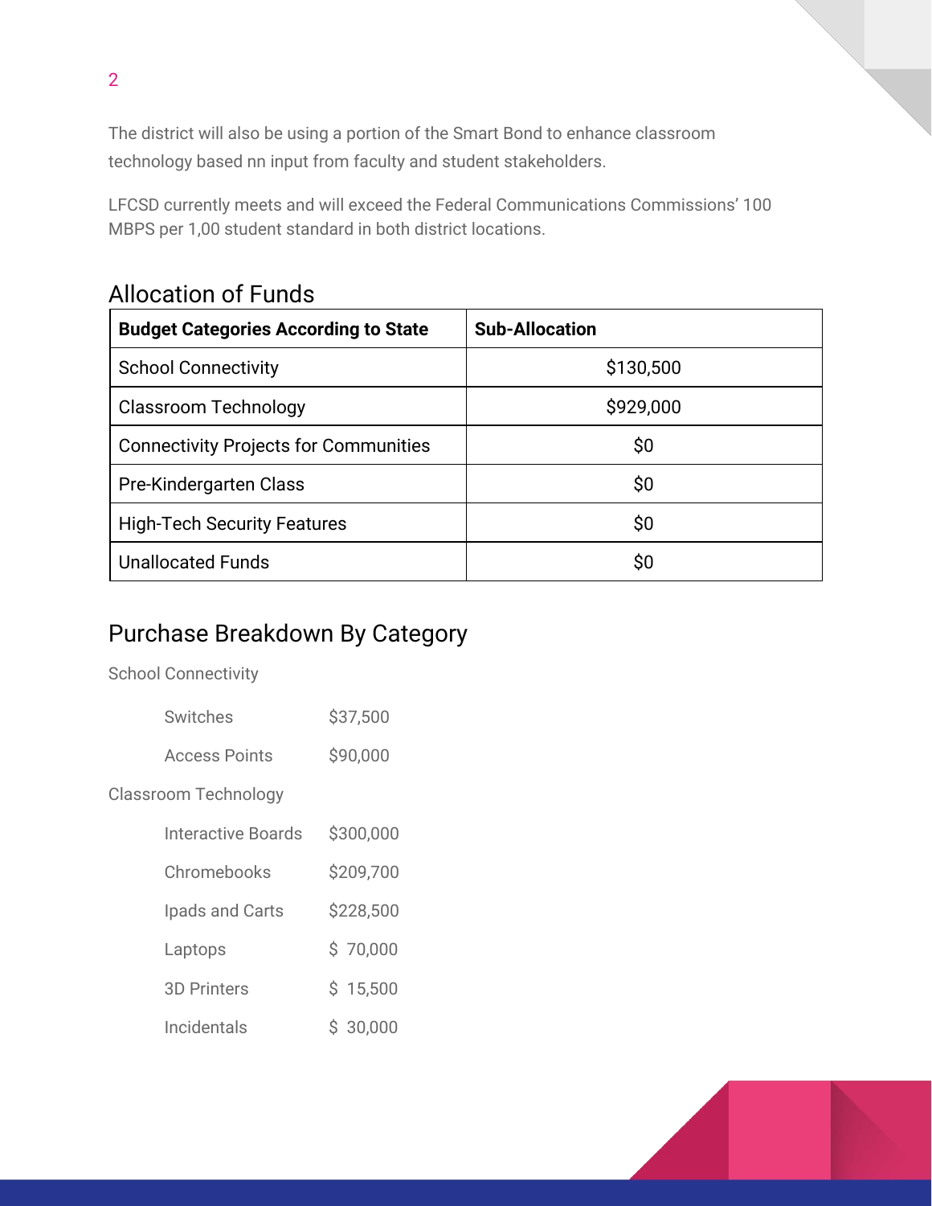The district will also be using a portion of the Smart Bond to enhance classroom technology based nn input from faculty and student stakeholders.

LFCSD currently meets and will exceed the Federal Communications Commissions' 100 MBPS per 1,00 student standard in both district locations.

## Allocation of Funds

| **Budget Categories According to State** | **Sub-Allocation** |
|---|---|
| School Connectivity | $130,500 |
| Classroom Technology | $929,000 |
| Connectivity Projects for Communities | $0 |
| Pre-Kindergarten Class | $0 |
| High-Tech Security Features | $0 |
| Unallocated Funds | $0 |

## Purchase Breakdown By Category

School Connectivity

| | |
|---|---|
| Switches | $37,500 |
| Access Points | $90,000 |

Classroom Technology

| | |
|---|---|
| Interactive Boards | $300,000 |
| Chromebooks | $209,700 |
| Ipads and Carts | $228,500 |
| Laptops | $ 70,000 |
| 3D Printers | $ 15,500 |
| Incidentals | $ 30,000 |